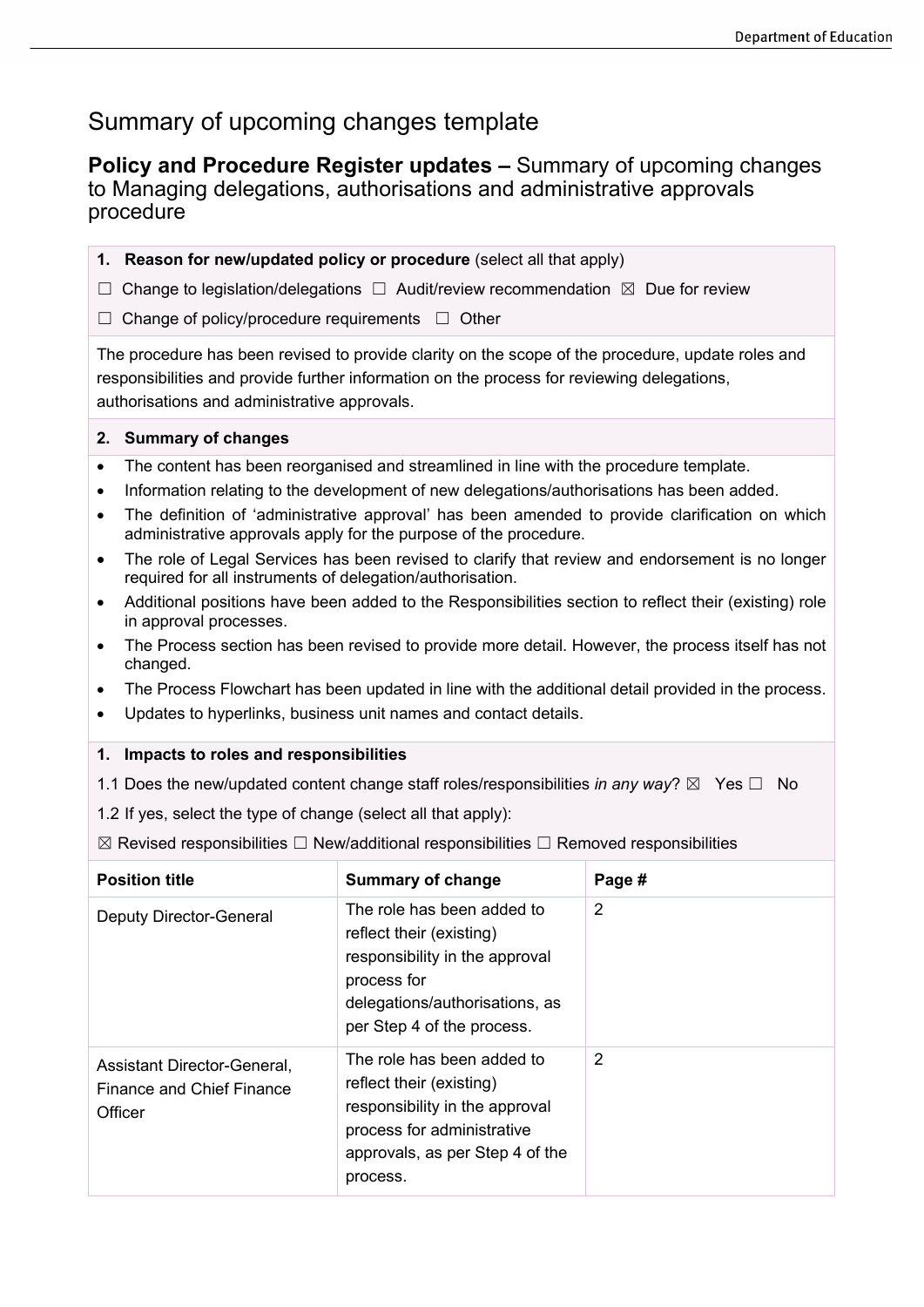# Summary of upcoming changes template

## **Policy and Procedure Register updates –** Summary of upcoming changes to Managing delegations, authorisations and administrative approvals procedure

**1. Reason for new/updated policy or procedure** (select all that apply)

☐ Change to legislation/delegations ☐ Audit/review recommendation ☒ Due for review

☐ Change of policy/procedure requirements ☐ Other

The procedure has been revised to provide clarity on the scope of the procedure, update roles and responsibilities and provide further information on the process for reviewing delegations, authorisations and administrative approvals.

**2. Summary of changes**

- The content has been reorganised and streamlined in line with the procedure template.
- Information relating to the development of new delegations/authorisations has been added.
- The definition of 'administrative approval' has been amended to provide clarification on which administrative approvals apply for the purpose of the procedure.
- The role of Legal Services has been revised to clarify that review and endorsement is no longer required for all instruments of delegation/authorisation.
- Additional positions have been added to the Responsibilities section to reflect their (existing) role in approval processes.
- The Process section has been revised to provide more detail. However, the process itself has not changed.
- The Process Flowchart has been updated in line with the additional detail provided in the process.
- Updates to hyperlinks, business unit names and contact details.

**1. Impacts to roles and responsibilities**

1.1 Does the new/updated content change staff roles/responsibilities *in any way*? ☒ Yes ☐ No

1.2 If yes, select the type of change (select all that apply):

☒ Revised responsibilities ☐ New/additional responsibilities ☐ Removed responsibilities

| Position title | Summary of change | Page # |
|---|---|---|
| Deputy Director-General | The role has been added to reflect their (existing) responsibility in the approval process for delegations/authorisations, as per Step 4 of the process. | 2 |
| Assistant Director-General, Finance and Chief Finance Officer | The role has been added to reflect their (existing) responsibility in the approval process for administrative approvals, as per Step 4 of the process. | 2 |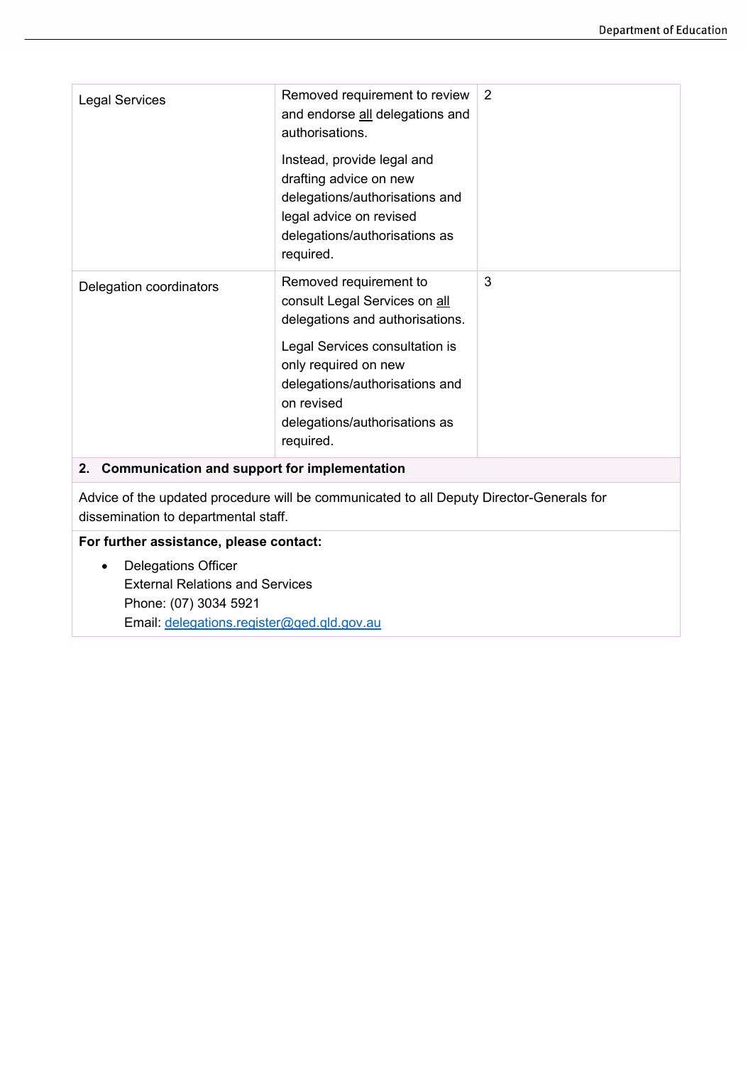| | | |
|---|---|---|
| Legal Services | Removed requirement to review and endorse <u>all</u> delegations and authorisations.<br><br>Instead, provide legal and drafting advice on new delegations/authorisations and legal advice on revised delegations/authorisations as required. | 2 |
| Delegation coordinators | Removed requirement to consult Legal Services on <u>all</u> delegations and authorisations.<br><br>Legal Services consultation is only required on new delegations/authorisations and on revised delegations/authorisations as required. | 3 |

**2. Communication and support for implementation**

Advice of the updated procedure will be communicated to all Deputy Director-Generals for dissemination to departmental staff.

**For further assistance, please contact:**

- Delegations Officer
  External Relations and Services
  Phone: (07) 3034 5921
  Email: [delegations.register@qed.qld.gov.au](mailto:delegations.register@qed.qld.gov.au)